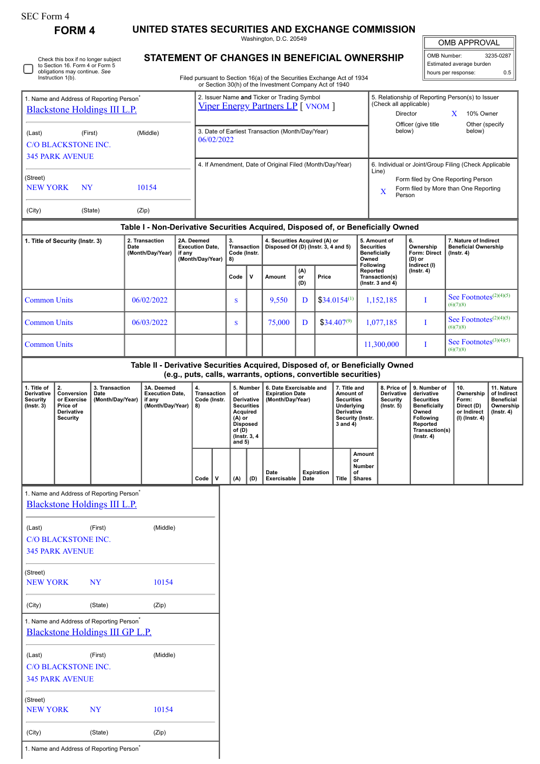SEC Form 4

**FORM 4**

# UNITED STATES SECURITIES AND EXCHANGE COMMISSION

Washington, D.C. 20549

## STATEMENT OF CHANGES IN BENEFICIAL OWNERSHIP

Filed pursuant to Section 16(a) of the Securities Exchange Act of 1934 or Section 30(h) of the Investment Company Act of 1940

| OMB APPROVAL | |
|---|---|
| OMB Number: | 3235-0287 |
| Estimated average burden | |
| hours per response: | 0.5 |

☐ Check this box if no longer subject to Section 16. Form 4 or Form 5 obligations may continue. *See* Instruction 1(b).

1. Name and Address of Reporting Person*
Blackstone Holdings III L.P.

(Last) (First) (Middle)
C/O BLACKSTONE INC.
345 PARK AVENUE

(Street)
NEW YORK NY 10154

(City) (State) (Zip)

2. Issuer Name **and** Ticker or Trading Symbol
Viper Energy Partners LP [ VNOM ]

3. Date of Earliest Transaction (Month/Day/Year)
06/02/2022

4. If Amendment, Date of Original Filed (Month/Day/Year)

5. Relationship of Reporting Person(s) to Issuer (Check all applicable)
Director
X 10% Owner
Officer (give title below)
Other (specify below)

6. Individual or Joint/Group Filing (Check Applicable Line)
Form filed by One Reporting Person
X Form filed by More than One Reporting Person

### Table I - Non-Derivative Securities Acquired, Disposed of, or Beneficially Owned

| 1. Title of Security (Instr. 3) | 2. Transaction Date (Month/Day/Year) | 2A. Deemed Execution Date, if any (Month/Day/Year) | 3. Transaction Code (Instr. 8) | | 4. Securities Acquired (A) or Disposed Of (D) (Instr. 3, 4 and 5) | | | 5. Amount of Securities Beneficially Owned Following Reported Transaction(s) (Instr. 3 and 4) | 6. Ownership Form: Direct (D) or Indirect (I) (Instr. 4) | 7. Nature of Indirect Beneficial Ownership (Instr. 4) |
|---|---|---|---|---|---|---|---|---|---|---|
| | | | Code | V | Amount | (A) or (D) | Price | | | |
| Common Units | 06/02/2022 | | S | | 9,550 | D | $34.0154[1] | 1,152,185 | I | See Footnotes[2][4][5][6][7][8] |
| Common Units | 06/03/2022 | | S | | 75,000 | D | $34.407[9] | 1,077,185 | I | See Footnotes[2][4][5][6][7][8] |
| Common Units | | | | | | | | 11,300,000 | I | See Footnotes[3][4][5][6][7][8] |

### Table II - Derivative Securities Acquired, Disposed of, or Beneficially Owned (e.g., puts, calls, warrants, options, convertible securities)

| 1. Title of Derivative Security (Instr. 3) | 2. Conversion or Exercise Price of Derivative Security | 3. Transaction Date (Month/Day/Year) | 3A. Deemed Execution Date, if any (Month/Day/Year) | 4. Transaction Code (Instr. 8) | | 5. Number of Derivative Securities Acquired (A) or Disposed of (D) (Instr. 3, 4 and 5) | | 6. Date Exercisable and Expiration Date (Month/Day/Year) | | 7. Title and Amount of Securities Underlying Derivative Security (Instr. 3 and 4) | | 8. Price of Derivative Security (Instr. 5) | 9. Number of derivative Securities Beneficially Owned Following Reported Transaction(s) (Instr. 4) | 10. Ownership Form: Direct (D) or Indirect (I) (Instr. 4) | 11. Nature of Indirect Beneficial Ownership (Instr. 4) |
|---|---|---|---|---|---|---|---|---|---|---|---|---|---|---|---|
| | | | | Code | V | (A) | (D) | Date Exercisable | Expiration Date | Title | Amount or Number of Shares | | | | |

1. Name and Address of Reporting Person*
Blackstone Holdings III L.P.

(Last) (First) (Middle)
C/O BLACKSTONE INC.
345 PARK AVENUE

(Street)
NEW YORK NY 10154

(City) (State) (Zip)

1. Name and Address of Reporting Person*
Blackstone Holdings III GP L.P.

(Last) (First) (Middle)
C/O BLACKSTONE INC.
345 PARK AVENUE

(Street)
NEW YORK NY 10154

(City) (State) (Zip)

1. Name and Address of Reporting Person*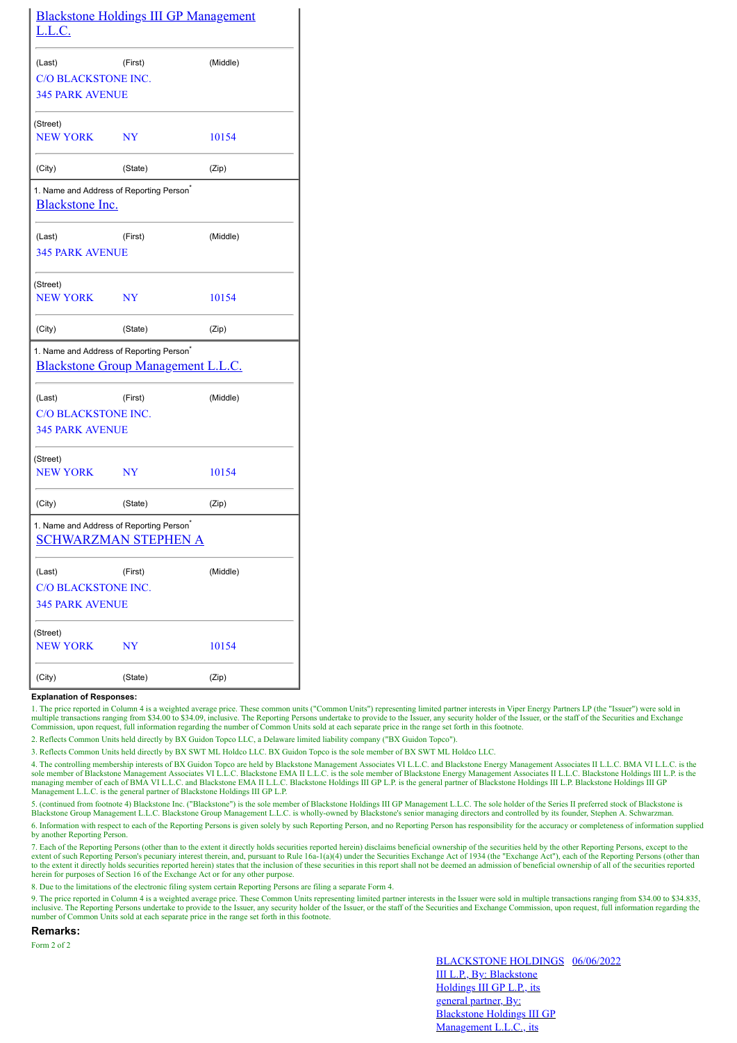Blackstone Holdings III GP Management L.L.C.

| (Last) | (First) | (Middle) |
|---|---|---|
| C/O BLACKSTONE INC. 345 PARK AVENUE | | |

| (Street) | | |
|---|---|---|
| NEW YORK | NY | 10154 |
| (City) | (State) | (Zip) |

1. Name and Address of Reporting Person*

Blackstone Inc.

| (Last) | (First) | (Middle) |
|---|---|---|
| 345 PARK AVENUE | | |

| (Street) | | |
|---|---|---|
| NEW YORK | NY | 10154 |
| (City) | (State) | (Zip) |

1. Name and Address of Reporting Person*

Blackstone Group Management L.L.C.

| (Last) | (First) | (Middle) |
|---|---|---|
| C/O BLACKSTONE INC. 345 PARK AVENUE | | |

| (Street) | | |
|---|---|---|
| NEW YORK | NY | 10154 |
| (City) | (State) | (Zip) |

1. Name and Address of Reporting Person*

SCHWARZMAN STEPHEN A

| (Last) | (First) | (Middle) |
|---|---|---|
| C/O BLACKSTONE INC. 345 PARK AVENUE | | |

| (Street) | | |
|---|---|---|
| NEW YORK | NY | 10154 |
| (City) | (State) | (Zip) |

**Explanation of Responses:**

1. The price reported in Column 4 is a weighted average price. These common units ("Common Units") representing limited partner interests in Viper Energy Partners LP (the "Issuer") were sold in multiple transactions ranging from $34.00 to $34.09, inclusive. The Reporting Persons undertake to provide to the Issuer, any security holder of the Issuer, or the staff of the Securities and Exchange Commission, upon request, full information regarding the number of Common Units sold at each separate price in the range set forth in this footnote.

2. Reflects Common Units held directly by BX Guidon Topco LLC, a Delaware limited liability company ("BX Guidon Topco").

3. Reflects Common Units held directly by BX SWT ML Holdco LLC. BX Guidon Topco is the sole member of BX SWT ML Holdco LLC.

4. The controlling membership interests of BX Guidon Topco are held by Blackstone Management Associates VI L.L.C. and Blackstone Energy Management Associates II L.L.C. BMA VI L.L.C. is the sole member of Blackstone Management Associates VI L.L.C. Blackstone EMA II L.L.C. is the sole member of Blackstone Energy Management Associates II L.L.C. Blackstone Holdings III L.P. is the managing member of each of BMA VI L.L.C. and Blackstone EMA II L.L.C. Blackstone Holdings III GP L.P. is the general partner of Blackstone Holdings III L.P. Blackstone Holdings III GP Management L.L.C. is the general partner of Blackstone Holdings III GP L.P.

5. (continued from footnote 4) Blackstone Inc. ("Blackstone") is the sole member of Blackstone Holdings III GP Management L.L.C. The sole holder of the Series II preferred stock of Blackstone is Blackstone Group Management L.L.C. Blackstone Group Management L.L.C. is wholly-owned by Blackstone's senior managing directors and controlled by its founder, Stephen A. Schwarzman.

6. Information with respect to each of the Reporting Persons is given solely by such Reporting Person, and no Reporting Person has responsibility for the accuracy or completeness of information supplied by another Reporting Person.

7. Each of the Reporting Persons (other than to the extent it directly holds securities reported herein) disclaims beneficial ownership of the securities held by the other Reporting Persons, except to the extent of such Reporting Person's pecuniary interest therein, and, pursuant to Rule 16a-1(a)(4) under the Securities Exchange Act of 1934 (the "Exchange Act"), each of the Reporting Persons (other than to the extent it directly holds securities reported herein) states that the inclusion of these securities in this report shall not be deemed an admission of beneficial ownership of all of the securities reported herein for purposes of Section 16 of the Exchange Act or for any other purpose.

8. Due to the limitations of the electronic filing system certain Reporting Persons are filing a separate Form 4.

9. The price reported in Column 4 is a weighted average price. These Common Units representing limited partner interests in the Issuer were sold in multiple transactions ranging from $34.00 to $34.835, inclusive. The Reporting Persons undertake to provide to the Issuer, any security holder of the Issuer, or the staff of the Securities and Exchange Commission, upon request, full information regarding the number of Common Units sold at each separate price in the range set forth in this footnote.

## Remarks:

Form 2 of 2

BLACKSTONE HOLDINGS III L.P., By: Blackstone Holdings III GP L.P., its general partner, By: Blackstone Holdings III GP Management L.L.C., its  06/06/2022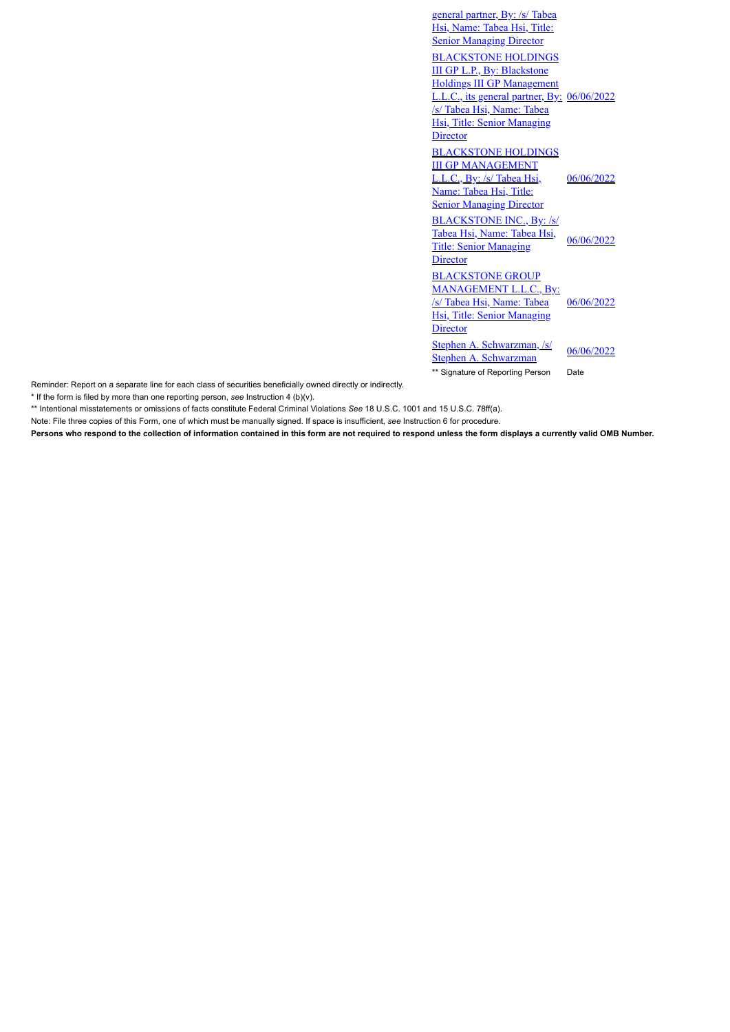| | |
|---|---|
| general partner, By: /s/ Tabea Hsi, Name: Tabea Hsi, Title: Senior Managing Director | |
| BLACKSTONE HOLDINGS III GP L.P., By: Blackstone Holdings III GP Management L.L.C., its general partner, By: /s/ Tabea Hsi, Name: Tabea Hsi, Title: Senior Managing Director | 06/06/2022 |
| BLACKSTONE HOLDINGS III GP MANAGEMENT L.L.C., By: /s/ Tabea Hsi, Name: Tabea Hsi, Title: Senior Managing Director | 06/06/2022 |
| BLACKSTONE INC., By: /s/ Tabea Hsi, Name: Tabea Hsi, Title: Senior Managing Director | 06/06/2022 |
| BLACKSTONE GROUP MANAGEMENT L.L.C., By: /s/ Tabea Hsi, Name: Tabea Hsi, Title: Senior Managing Director | 06/06/2022 |
| Stephen A. Schwarzman, /s/ Stephen A. Schwarzman | 06/06/2022 |
| ** Signature of Reporting Person | Date |

Reminder: Report on a separate line for each class of securities beneficially owned directly or indirectly.

* If the form is filed by more than one reporting person, *see* Instruction 4 (b)(v).

** Intentional misstatements or omissions of facts constitute Federal Criminal Violations *See* 18 U.S.C. 1001 and 15 U.S.C. 78ff(a).

Note: File three copies of this Form, one of which must be manually signed. If space is insufficient, *see* Instruction 6 for procedure.

**Persons who respond to the collection of information contained in this form are not required to respond unless the form displays a currently valid OMB Number.**